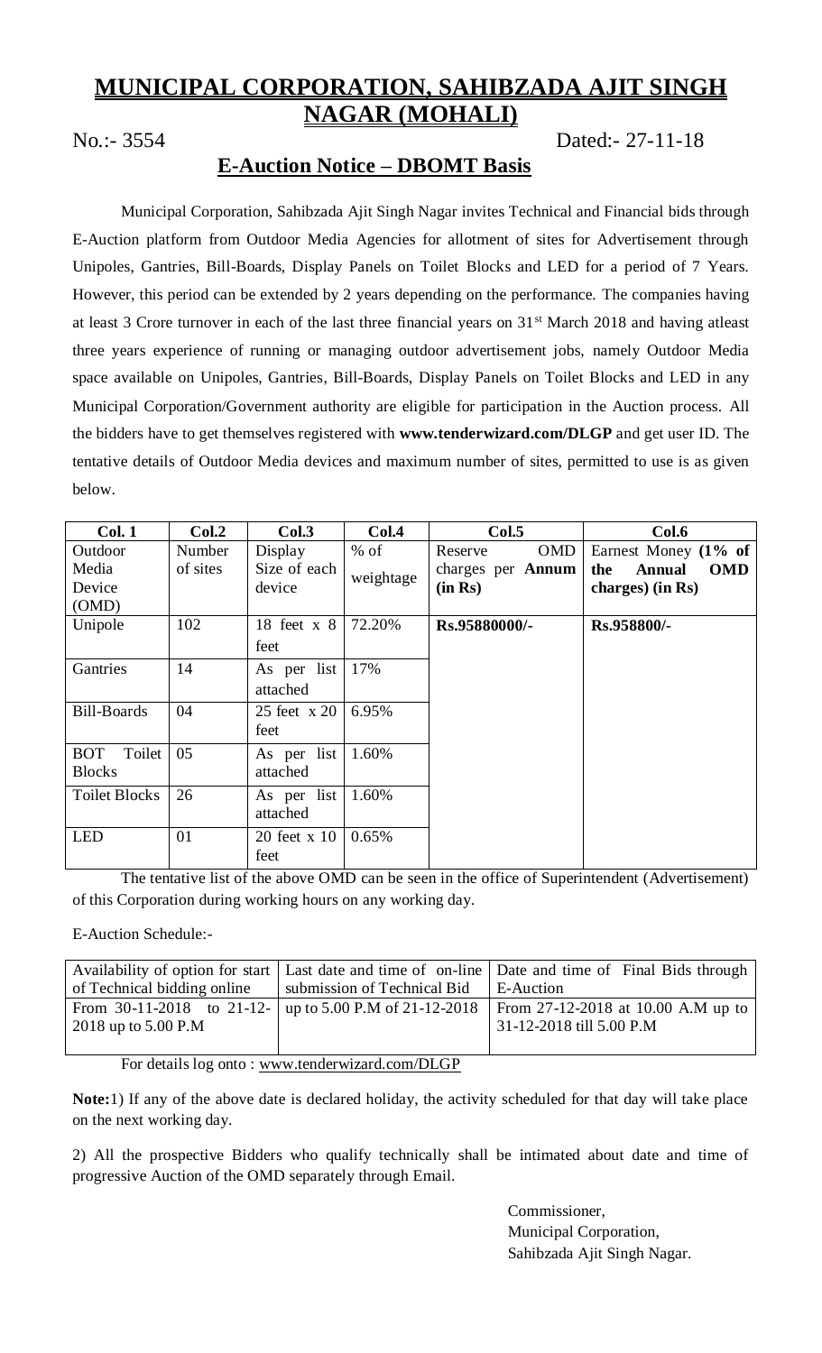# MUNICIPAL CORPORATION, SAHIBZADA AJIT SINGH NAGAR (MOHALI)

No.:- 3554 Dated:- 27-11-18

## E-Auction Notice – DBOMT Basis

Municipal Corporation, Sahibzada Ajit Singh Nagar invites Technical and Financial bids through E-Auction platform from Outdoor Media Agencies for allotment of sites for Advertisement through Unipoles, Gantries, Bill-Boards, Display Panels on Toilet Blocks and LED for a period of 7 Years. However, this period can be extended by 2 years depending on the performance. The companies having at least 3 Crore turnover in each of the last three financial years on 31st March 2018 and having atleast three years experience of running or managing outdoor advertisement jobs, namely Outdoor Media space available on Unipoles, Gantries, Bill-Boards, Display Panels on Toilet Blocks and LED in any Municipal Corporation/Government authority are eligible for participation in the Auction process. All the bidders have to get themselves registered with **www.tenderwizard.com/DLGP** and get user ID. The tentative details of Outdoor Media devices and maximum number of sites, permitted to use is as given below.

| **Col. 1** | **Col.2** | **Col.3** | **Col.4** | **Col.5** | **Col.6** |
|---|---|---|---|---|---|
| Outdoor Media Device (OMD) | Number of sites | Display Size of each device | % of weightage | Reserve OMD charges per **Annum (in Rs)** | Earnest Money **(1% of the Annual OMD charges) (in Rs)** |
| Unipole | 102 | 18 feet x 8 feet | 72.20% | **Rs.95880000/-** | **Rs.958800/-** |
| Gantries | 14 | As per list attached | 17% | | |
| Bill-Boards | 04 | 25 feet x 20 feet | 6.95% | | |
| BOT Toilet Blocks | 05 | As per list attached | 1.60% | | |
| Toilet Blocks | 26 | As per list attached | 1.60% | | |
| LED | 01 | 20 feet x 10 feet | 0.65% | | |

The tentative list of the above OMD can be seen in the office of Superintendent (Advertisement) of this Corporation during working hours on any working day.

E-Auction Schedule:-

| Availability of option for start of Technical bidding online | Last date and time of on-line submission of Technical Bid | Date and time of Final Bids through E-Auction |
|---|---|---|
| From 30-11-2018 to 21-12-2018 up to 5.00 P.M | up to 5.00 P.M of 21-12-2018 | From 27-12-2018 at 10.00 A.M up to 31-12-2018 till 5.00 P.M |

For details log onto : www.tenderwizard.com/DLGP

**Note:**1) If any of the above date is declared holiday, the activity scheduled for that day will take place on the next working day.

2) All the prospective Bidders who qualify technically shall be intimated about date and time of progressive Auction of the OMD separately through Email.

Commissioner,
Municipal Corporation,
Sahibzada Ajit Singh Nagar.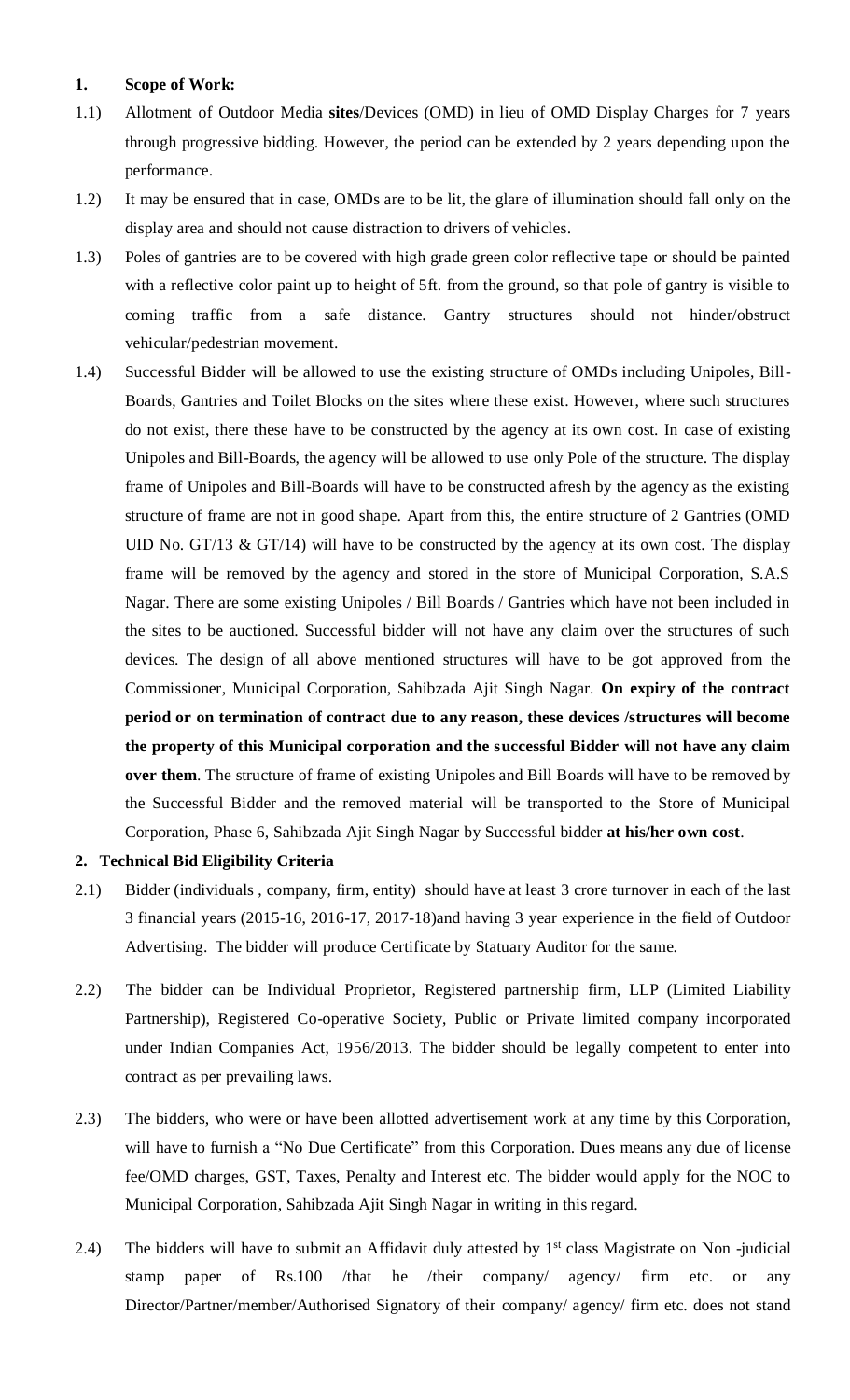**1. Scope of Work:**

1.1) Allotment of Outdoor Media **sites**/Devices (OMD) in lieu of OMD Display Charges for 7 years through progressive bidding. However, the period can be extended by 2 years depending upon the performance.

1.2) It may be ensured that in case, OMDs are to be lit, the glare of illumination should fall only on the display area and should not cause distraction to drivers of vehicles.

1.3) Poles of gantries are to be covered with high grade green color reflective tape or should be painted with a reflective color paint up to height of 5ft. from the ground, so that pole of gantry is visible to coming traffic from a safe distance. Gantry structures should not hinder/obstruct vehicular/pedestrian movement.

1.4) Successful Bidder will be allowed to use the existing structure of OMDs including Unipoles, Bill-Boards, Gantries and Toilet Blocks on the sites where these exist. However, where such structures do not exist, there these have to be constructed by the agency at its own cost. In case of existing Unipoles and Bill-Boards, the agency will be allowed to use only Pole of the structure. The display frame of Unipoles and Bill-Boards will have to be constructed afresh by the agency as the existing structure of frame are not in good shape. Apart from this, the entire structure of 2 Gantries (OMD UID No. GT/13 & GT/14) will have to be constructed by the agency at its own cost. The display frame will be removed by the agency and stored in the store of Municipal Corporation, S.A.S Nagar. There are some existing Unipoles / Bill Boards / Gantries which have not been included in the sites to be auctioned. Successful bidder will not have any claim over the structures of such devices. The design of all above mentioned structures will have to be got approved from the Commissioner, Municipal Corporation, Sahibzada Ajit Singh Nagar. **On expiry of the contract period or on termination of contract due to any reason, these devices /structures will become the property of this Municipal corporation and the successful Bidder will not have any claim over them**. The structure of frame of existing Unipoles and Bill Boards will have to be removed by the Successful Bidder and the removed material will be transported to the Store of Municipal Corporation, Phase 6, Sahibzada Ajit Singh Nagar by Successful bidder **at his/her own cost**.

**2. Technical Bid Eligibility Criteria**

2.1) Bidder (individuals , company, firm, entity) should have at least 3 crore turnover in each of the last 3 financial years (2015-16, 2016-17, 2017-18)and having 3 year experience in the field of Outdoor Advertising. The bidder will produce Certificate by Statuary Auditor for the same.

2.2) The bidder can be Individual Proprietor, Registered partnership firm, LLP (Limited Liability Partnership), Registered Co-operative Society, Public or Private limited company incorporated under Indian Companies Act, 1956/2013. The bidder should be legally competent to enter into contract as per prevailing laws.

2.3) The bidders, who were or have been allotted advertisement work at any time by this Corporation, will have to furnish a "No Due Certificate" from this Corporation. Dues means any due of license fee/OMD charges, GST, Taxes, Penalty and Interest etc. The bidder would apply for the NOC to Municipal Corporation, Sahibzada Ajit Singh Nagar in writing in this regard.

2.4) The bidders will have to submit an Affidavit duly attested by 1st class Magistrate on Non -judicial stamp paper of Rs.100 /that he /their company/ agency/ firm etc. or any Director/Partner/member/Authorised Signatory of their company/ agency/ firm etc. does not stand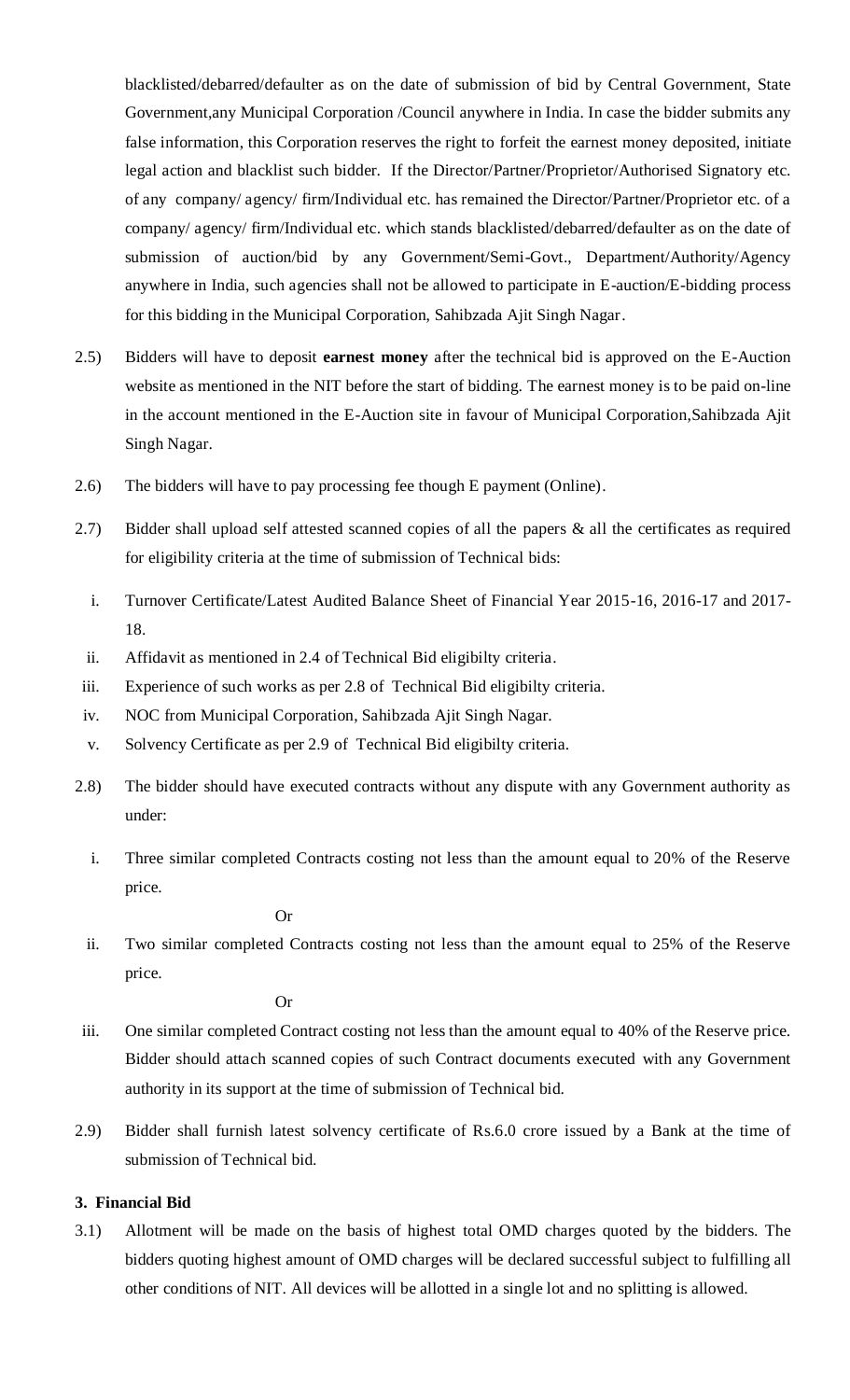blacklisted/debarred/defaulter as on the date of submission of bid by Central Government, State Government,any Municipal Corporation /Council anywhere in India. In case the bidder submits any false information, this Corporation reserves the right to forfeit the earnest money deposited, initiate legal action and blacklist such bidder. If the Director/Partner/Proprietor/Authorised Signatory etc. of any company/ agency/ firm/Individual etc. has remained the Director/Partner/Proprietor etc. of a company/ agency/ firm/Individual etc. which stands blacklisted/debarred/defaulter as on the date of submission of auction/bid by any Government/Semi-Govt., Department/Authority/Agency anywhere in India, such agencies shall not be allowed to participate in E-auction/E-bidding process for this bidding in the Municipal Corporation, Sahibzada Ajit Singh Nagar.

2.5) Bidders will have to deposit **earnest money** after the technical bid is approved on the E-Auction website as mentioned in the NIT before the start of bidding. The earnest money is to be paid on-line in the account mentioned in the E-Auction site in favour of Municipal Corporation,Sahibzada Ajit Singh Nagar.

2.6) The bidders will have to pay processing fee though E payment (Online).

2.7) Bidder shall upload self attested scanned copies of all the papers & all the certificates as required for eligibility criteria at the time of submission of Technical bids:

i. Turnover Certificate/Latest Audited Balance Sheet of Financial Year 2015-16, 2016-17 and 2017-18.
ii. Affidavit as mentioned in 2.4 of Technical Bid eligibilty criteria.
iii. Experience of such works as per 2.8 of Technical Bid eligibilty criteria.
iv. NOC from Municipal Corporation, Sahibzada Ajit Singh Nagar.
v. Solvency Certificate as per 2.9 of Technical Bid eligibilty criteria.

2.8) The bidder should have executed contracts without any dispute with any Government authority as under:

i. Three similar completed Contracts costing not less than the amount equal to 20% of the Reserve price.

Or

ii. Two similar completed Contracts costing not less than the amount equal to 25% of the Reserve price.

Or

iii. One similar completed Contract costing not less than the amount equal to 40% of the Reserve price. Bidder should attach scanned copies of such Contract documents executed with any Government authority in its support at the time of submission of Technical bid.

2.9) Bidder shall furnish latest solvency certificate of Rs.6.0 crore issued by a Bank at the time of submission of Technical bid.

### 3. Financial Bid

3.1) Allotment will be made on the basis of highest total OMD charges quoted by the bidders. The bidders quoting highest amount of OMD charges will be declared successful subject to fulfilling all other conditions of NIT. All devices will be allotted in a single lot and no splitting is allowed.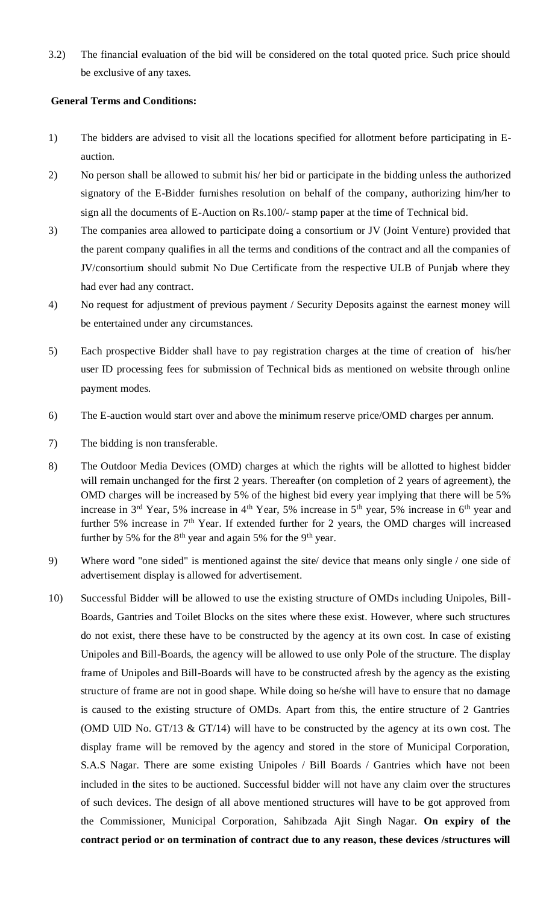3.2) The financial evaluation of the bid will be considered on the total quoted price. Such price should be exclusive of any taxes.

**General Terms and Conditions:**

1) The bidders are advised to visit all the locations specified for allotment before participating in E-auction.

2) No person shall be allowed to submit his/ her bid or participate in the bidding unless the authorized signatory of the E-Bidder furnishes resolution on behalf of the company, authorizing him/her to sign all the documents of E-Auction on Rs.100/- stamp paper at the time of Technical bid.

3) The companies area allowed to participate doing a consortium or JV (Joint Venture) provided that the parent company qualifies in all the terms and conditions of the contract and all the companies of JV/consortium should submit No Due Certificate from the respective ULB of Punjab where they had ever had any contract.

4) No request for adjustment of previous payment / Security Deposits against the earnest money will be entertained under any circumstances.

5) Each prospective Bidder shall have to pay registration charges at the time of creation of his/her user ID processing fees for submission of Technical bids as mentioned on website through online payment modes.

6) The E-auction would start over and above the minimum reserve price/OMD charges per annum.

7) The bidding is non transferable.

8) The Outdoor Media Devices (OMD) charges at which the rights will be allotted to highest bidder will remain unchanged for the first 2 years. Thereafter (on completion of 2 years of agreement), the OMD charges will be increased by 5% of the highest bid every year implying that there will be 5% increase in 3rd Year, 5% increase in 4th Year, 5% increase in 5th year, 5% increase in 6th year and further 5% increase in 7th Year. If extended further for 2 years, the OMD charges will increased further by 5% for the 8th year and again 5% for the 9th year.

9) Where word "one sided" is mentioned against the site/ device that means only single / one side of advertisement display is allowed for advertisement.

10) Successful Bidder will be allowed to use the existing structure of OMDs including Unipoles, Bill-Boards, Gantries and Toilet Blocks on the sites where these exist. However, where such structures do not exist, there these have to be constructed by the agency at its own cost. In case of existing Unipoles and Bill-Boards, the agency will be allowed to use only Pole of the structure. The display frame of Unipoles and Bill-Boards will have to be constructed afresh by the agency as the existing structure of frame are not in good shape. While doing so he/she will have to ensure that no damage is caused to the existing structure of OMDs. Apart from this, the entire structure of 2 Gantries (OMD UID No. GT/13 & GT/14) will have to be constructed by the agency at its own cost. The display frame will be removed by the agency and stored in the store of Municipal Corporation, S.A.S Nagar. There are some existing Unipoles / Bill Boards / Gantries which have not been included in the sites to be auctioned. Successful bidder will not have any claim over the structures of such devices. The design of all above mentioned structures will have to be got approved from the Commissioner, Municipal Corporation, Sahibzada Ajit Singh Nagar. **On expiry of the contract period or on termination of contract due to any reason, these devices /structures will**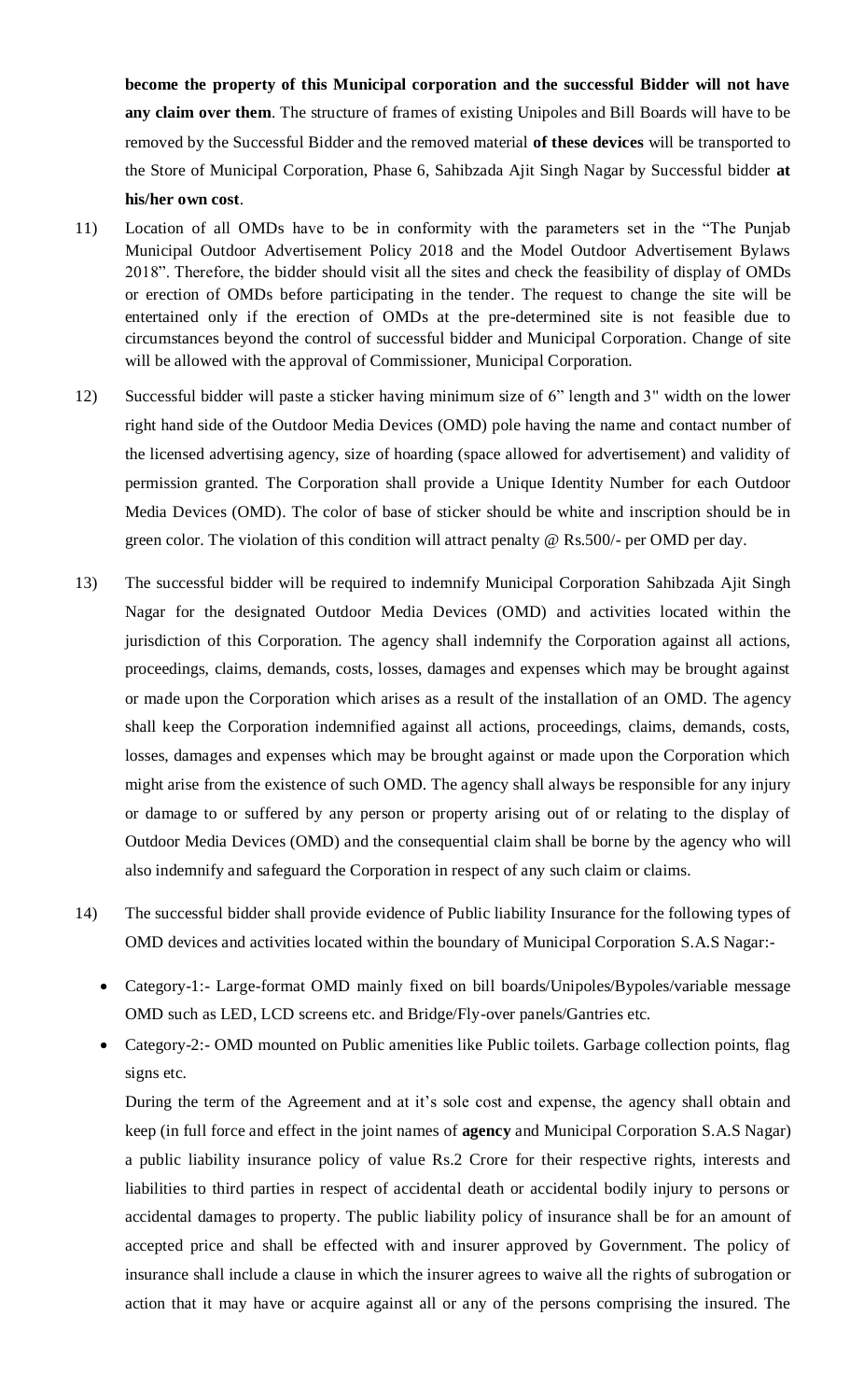**become the property of this Municipal corporation and the successful Bidder will not have any claim over them**. The structure of frames of existing Unipoles and Bill Boards will have to be removed by the Successful Bidder and the removed material **of these devices** will be transported to the Store of Municipal Corporation, Phase 6, Sahibzada Ajit Singh Nagar by Successful bidder **at his/her own cost**.

11) Location of all OMDs have to be in conformity with the parameters set in the "The Punjab Municipal Outdoor Advertisement Policy 2018 and the Model Outdoor Advertisement Bylaws 2018". Therefore, the bidder should visit all the sites and check the feasibility of display of OMDs or erection of OMDs before participating in the tender. The request to change the site will be entertained only if the erection of OMDs at the pre-determined site is not feasible due to circumstances beyond the control of successful bidder and Municipal Corporation. Change of site will be allowed with the approval of Commissioner, Municipal Corporation.

12) Successful bidder will paste a sticker having minimum size of 6" length and 3" width on the lower right hand side of the Outdoor Media Devices (OMD) pole having the name and contact number of the licensed advertising agency, size of hoarding (space allowed for advertisement) and validity of permission granted. The Corporation shall provide a Unique Identity Number for each Outdoor Media Devices (OMD). The color of base of sticker should be white and inscription should be in green color. The violation of this condition will attract penalty @ Rs.500/- per OMD per day.

13) The successful bidder will be required to indemnify Municipal Corporation Sahibzada Ajit Singh Nagar for the designated Outdoor Media Devices (OMD) and activities located within the jurisdiction of this Corporation. The agency shall indemnify the Corporation against all actions, proceedings, claims, demands, costs, losses, damages and expenses which may be brought against or made upon the Corporation which arises as a result of the installation of an OMD. The agency shall keep the Corporation indemnified against all actions, proceedings, claims, demands, costs, losses, damages and expenses which may be brought against or made upon the Corporation which might arise from the existence of such OMD. The agency shall always be responsible for any injury or damage to or suffered by any person or property arising out of or relating to the display of Outdoor Media Devices (OMD) and the consequential claim shall be borne by the agency who will also indemnify and safeguard the Corporation in respect of any such claim or claims.

14) The successful bidder shall provide evidence of Public liability Insurance for the following types of OMD devices and activities located within the boundary of Municipal Corporation S.A.S Nagar:-

- Category-1:- Large-format OMD mainly fixed on bill boards/Unipoles/Bypoles/variable message OMD such as LED, LCD screens etc. and Bridge/Fly-over panels/Gantries etc.
- Category-2:- OMD mounted on Public amenities like Public toilets. Garbage collection points, flag signs etc.

During the term of the Agreement and at it's sole cost and expense, the agency shall obtain and keep (in full force and effect in the joint names of **agency** and Municipal Corporation S.A.S Nagar) a public liability insurance policy of value Rs.2 Crore for their respective rights, interests and liabilities to third parties in respect of accidental death or accidental bodily injury to persons or accidental damages to property. The public liability policy of insurance shall be for an amount of accepted price and shall be effected with and insurer approved by Government. The policy of insurance shall include a clause in which the insurer agrees to waive all the rights of subrogation or action that it may have or acquire against all or any of the persons comprising the insured. The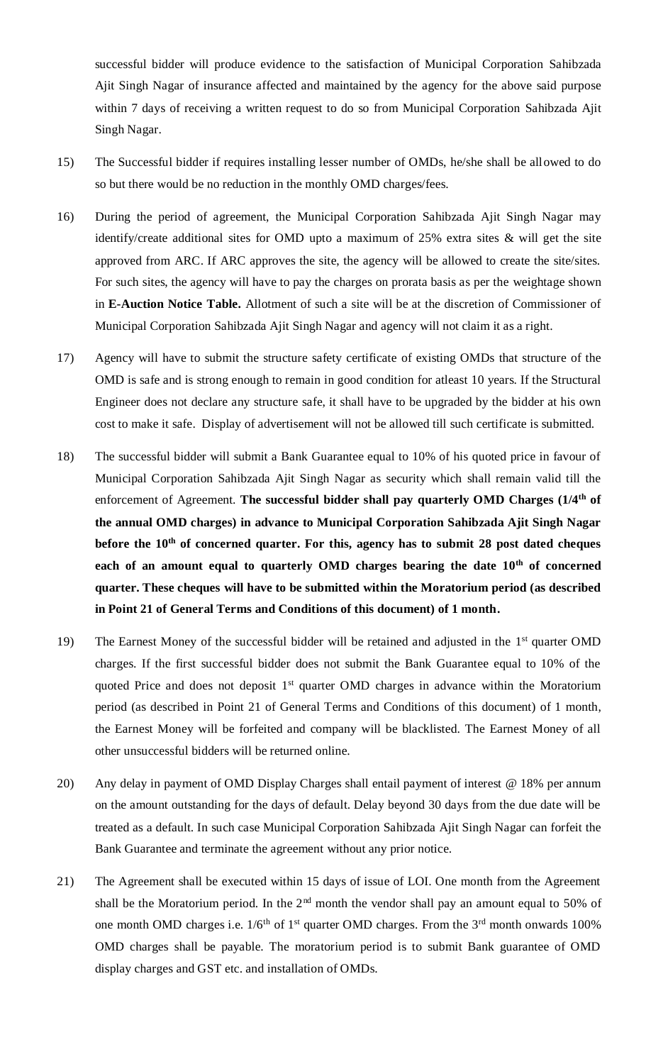successful bidder will produce evidence to the satisfaction of Municipal Corporation Sahibzada Ajit Singh Nagar of insurance affected and maintained by the agency for the above said purpose within 7 days of receiving a written request to do so from Municipal Corporation Sahibzada Ajit Singh Nagar.

15) The Successful bidder if requires installing lesser number of OMDs, he/she shall be allowed to do so but there would be no reduction in the monthly OMD charges/fees.

16) During the period of agreement, the Municipal Corporation Sahibzada Ajit Singh Nagar may identify/create additional sites for OMD upto a maximum of 25% extra sites & will get the site approved from ARC. If ARC approves the site, the agency will be allowed to create the site/sites. For such sites, the agency will have to pay the charges on prorata basis as per the weightage shown in **E-Auction Notice Table.** Allotment of such a site will be at the discretion of Commissioner of Municipal Corporation Sahibzada Ajit Singh Nagar and agency will not claim it as a right.

17) Agency will have to submit the structure safety certificate of existing OMDs that structure of the OMD is safe and is strong enough to remain in good condition for atleast 10 years. If the Structural Engineer does not declare any structure safe, it shall have to be upgraded by the bidder at his own cost to make it safe. Display of advertisement will not be allowed till such certificate is submitted.

18) The successful bidder will submit a Bank Guarantee equal to 10% of his quoted price in favour of Municipal Corporation Sahibzada Ajit Singh Nagar as security which shall remain valid till the enforcement of Agreement. **The successful bidder shall pay quarterly OMD Charges (1/4th of the annual OMD charges) in advance to Municipal Corporation Sahibzada Ajit Singh Nagar before the 10th of concerned quarter. For this, agency has to submit 28 post dated cheques each of an amount equal to quarterly OMD charges bearing the date 10th of concerned quarter. These cheques will have to be submitted within the Moratorium period (as described in Point 21 of General Terms and Conditions of this document) of 1 month.**

19) The Earnest Money of the successful bidder will be retained and adjusted in the 1st quarter OMD charges. If the first successful bidder does not submit the Bank Guarantee equal to 10% of the quoted Price and does not deposit 1st quarter OMD charges in advance within the Moratorium period (as described in Point 21 of General Terms and Conditions of this document) of 1 month, the Earnest Money will be forfeited and company will be blacklisted. The Earnest Money of all other unsuccessful bidders will be returned online.

20) Any delay in payment of OMD Display Charges shall entail payment of interest @ 18% per annum on the amount outstanding for the days of default. Delay beyond 30 days from the due date will be treated as a default. In such case Municipal Corporation Sahibzada Ajit Singh Nagar can forfeit the Bank Guarantee and terminate the agreement without any prior notice.

21) The Agreement shall be executed within 15 days of issue of LOI. One month from the Agreement shall be the Moratorium period. In the 2nd month the vendor shall pay an amount equal to 50% of one month OMD charges i.e. 1/6th of 1st quarter OMD charges. From the 3rd month onwards 100% OMD charges shall be payable. The moratorium period is to submit Bank guarantee of OMD display charges and GST etc. and installation of OMDs.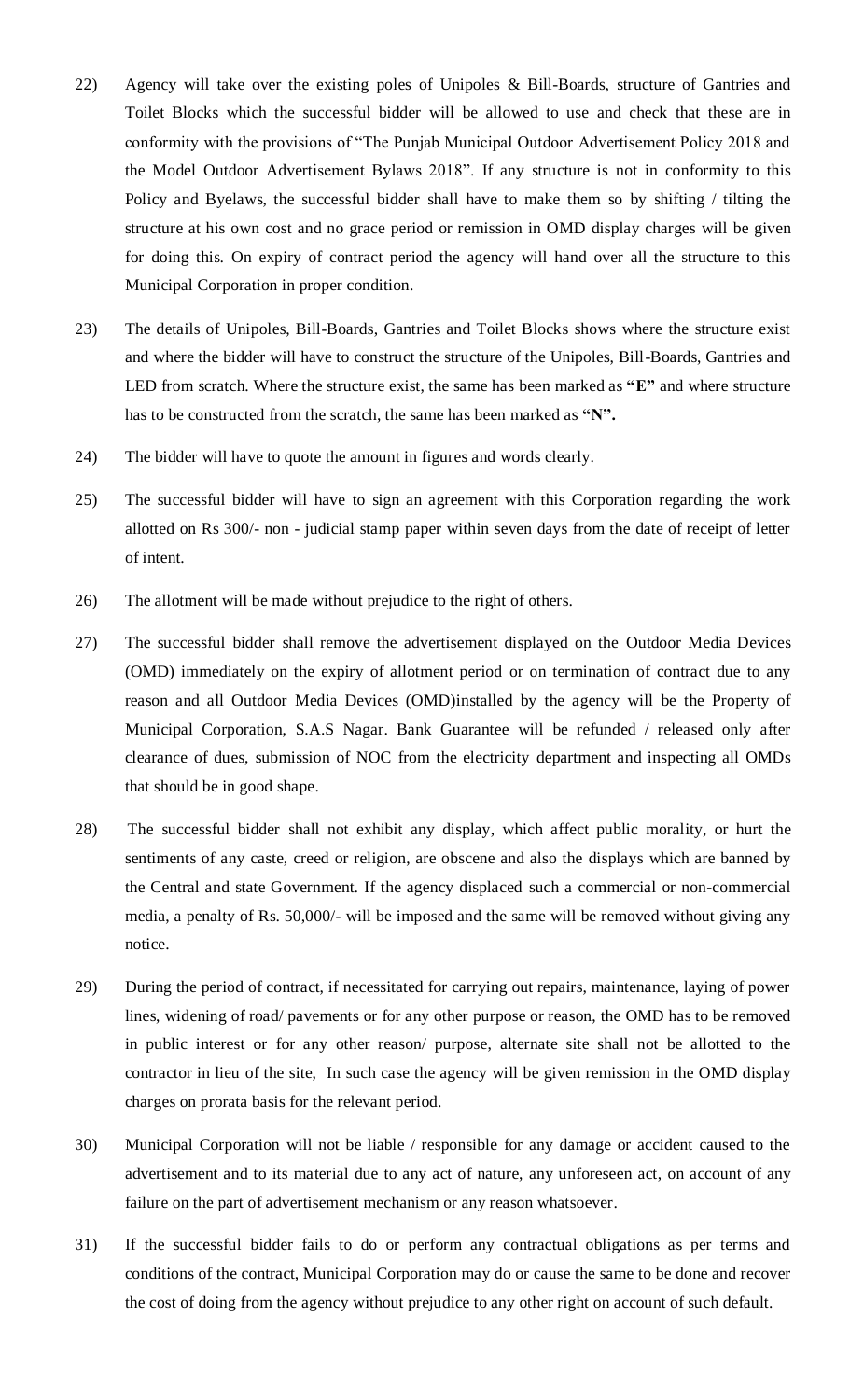22) Agency will take over the existing poles of Unipoles & Bill-Boards, structure of Gantries and Toilet Blocks which the successful bidder will be allowed to use and check that these are in conformity with the provisions of "The Punjab Municipal Outdoor Advertisement Policy 2018 and the Model Outdoor Advertisement Bylaws 2018". If any structure is not in conformity to this Policy and Byelaws, the successful bidder shall have to make them so by shifting / tilting the structure at his own cost and no grace period or remission in OMD display charges will be given for doing this. On expiry of contract period the agency will hand over all the structure to this Municipal Corporation in proper condition.

23) The details of Unipoles, Bill-Boards, Gantries and Toilet Blocks shows where the structure exist and where the bidder will have to construct the structure of the Unipoles, Bill-Boards, Gantries and LED from scratch. Where the structure exist, the same has been marked as **"E"** and where structure has to be constructed from the scratch, the same has been marked as **"N".**

24) The bidder will have to quote the amount in figures and words clearly.

25) The successful bidder will have to sign an agreement with this Corporation regarding the work allotted on Rs 300/- non - judicial stamp paper within seven days from the date of receipt of letter of intent.

26) The allotment will be made without prejudice to the right of others.

27) The successful bidder shall remove the advertisement displayed on the Outdoor Media Devices (OMD) immediately on the expiry of allotment period or on termination of contract due to any reason and all Outdoor Media Devices (OMD)installed by the agency will be the Property of Municipal Corporation, S.A.S Nagar. Bank Guarantee will be refunded / released only after clearance of dues, submission of NOC from the electricity department and inspecting all OMDs that should be in good shape.

28) The successful bidder shall not exhibit any display, which affect public morality, or hurt the sentiments of any caste, creed or religion, are obscene and also the displays which are banned by the Central and state Government. If the agency displaced such a commercial or non-commercial media, a penalty of Rs. 50,000/- will be imposed and the same will be removed without giving any notice.

29) During the period of contract, if necessitated for carrying out repairs, maintenance, laying of power lines, widening of road/ pavements or for any other purpose or reason, the OMD has to be removed in public interest or for any other reason/ purpose, alternate site shall not be allotted to the contractor in lieu of the site, In such case the agency will be given remission in the OMD display charges on prorata basis for the relevant period.

30) Municipal Corporation will not be liable / responsible for any damage or accident caused to the advertisement and to its material due to any act of nature, any unforeseen act, on account of any failure on the part of advertisement mechanism or any reason whatsoever.

31) If the successful bidder fails to do or perform any contractual obligations as per terms and conditions of the contract, Municipal Corporation may do or cause the same to be done and recover the cost of doing from the agency without prejudice to any other right on account of such default.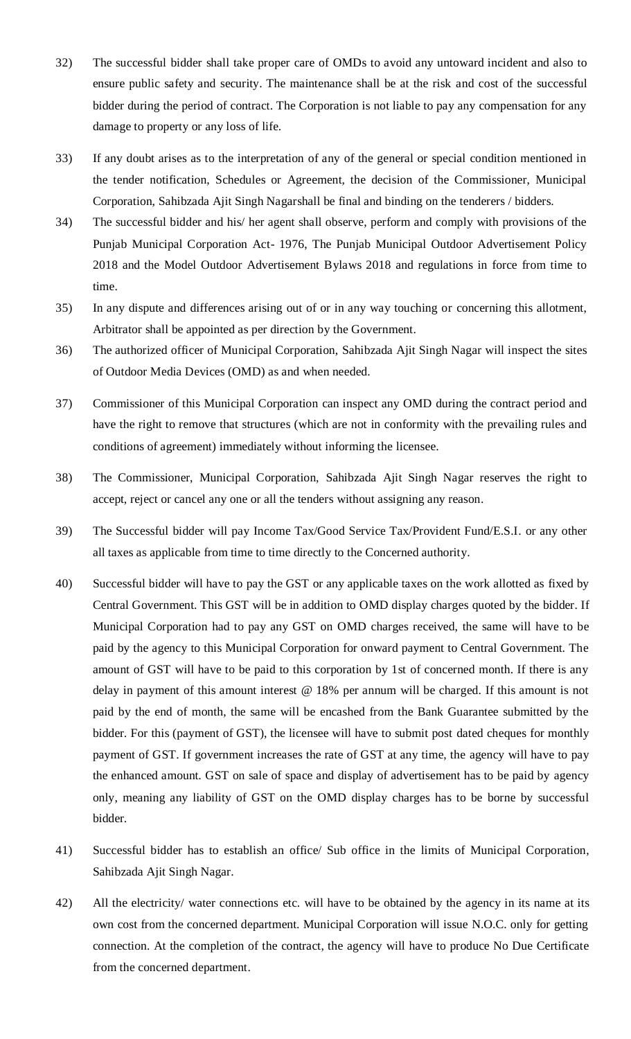32) The successful bidder shall take proper care of OMDs to avoid any untoward incident and also to ensure public safety and security. The maintenance shall be at the risk and cost of the successful bidder during the period of contract. The Corporation is not liable to pay any compensation for any damage to property or any loss of life.

33) If any doubt arises as to the interpretation of any of the general or special condition mentioned in the tender notification, Schedules or Agreement, the decision of the Commissioner, Municipal Corporation, Sahibzada Ajit Singh Nagarshall be final and binding on the tenderers / bidders.

34) The successful bidder and his/ her agent shall observe, perform and comply with provisions of the Punjab Municipal Corporation Act- 1976, The Punjab Municipal Outdoor Advertisement Policy 2018 and the Model Outdoor Advertisement Bylaws 2018 and regulations in force from time to time.

35) In any dispute and differences arising out of or in any way touching or concerning this allotment, Arbitrator shall be appointed as per direction by the Government.

36) The authorized officer of Municipal Corporation, Sahibzada Ajit Singh Nagar will inspect the sites of Outdoor Media Devices (OMD) as and when needed.

37) Commissioner of this Municipal Corporation can inspect any OMD during the contract period and have the right to remove that structures (which are not in conformity with the prevailing rules and conditions of agreement) immediately without informing the licensee.

38) The Commissioner, Municipal Corporation, Sahibzada Ajit Singh Nagar reserves the right to accept, reject or cancel any one or all the tenders without assigning any reason.

39) The Successful bidder will pay Income Tax/Good Service Tax/Provident Fund/E.S.I. or any other all taxes as applicable from time to time directly to the Concerned authority.

40) Successful bidder will have to pay the GST or any applicable taxes on the work allotted as fixed by Central Government. This GST will be in addition to OMD display charges quoted by the bidder. If Municipal Corporation had to pay any GST on OMD charges received, the same will have to be paid by the agency to this Municipal Corporation for onward payment to Central Government. The amount of GST will have to be paid to this corporation by 1st of concerned month. If there is any delay in payment of this amount interest @ 18% per annum will be charged. If this amount is not paid by the end of month, the same will be encashed from the Bank Guarantee submitted by the bidder. For this (payment of GST), the licensee will have to submit post dated cheques for monthly payment of GST. If government increases the rate of GST at any time, the agency will have to pay the enhanced amount. GST on sale of space and display of advertisement has to be paid by agency only, meaning any liability of GST on the OMD display charges has to be borne by successful bidder.

41) Successful bidder has to establish an office/ Sub office in the limits of Municipal Corporation, Sahibzada Ajit Singh Nagar.

42) All the electricity/ water connections etc. will have to be obtained by the agency in its name at its own cost from the concerned department. Municipal Corporation will issue N.O.C. only for getting connection. At the completion of the contract, the agency will have to produce No Due Certificate from the concerned department.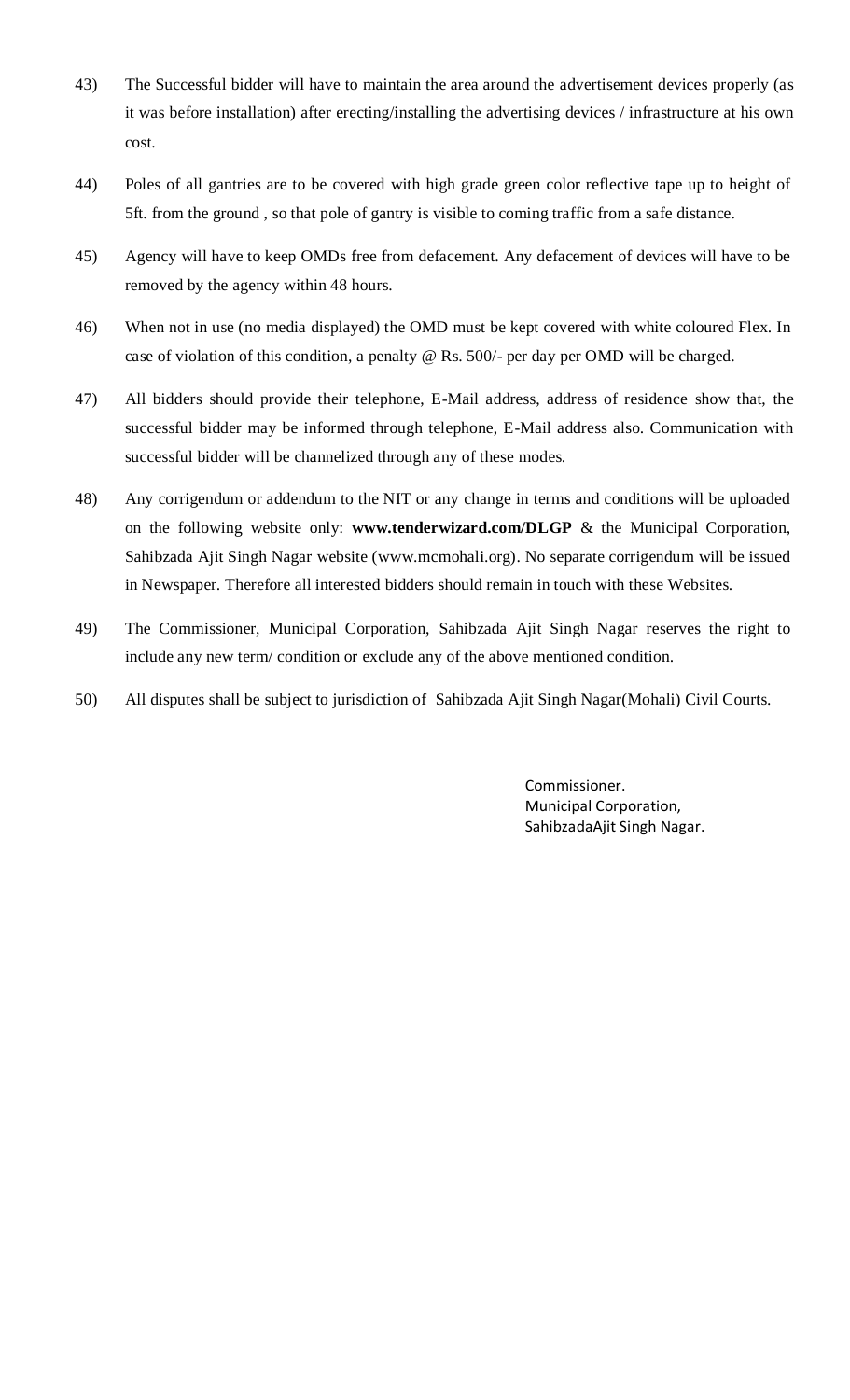43) The Successful bidder will have to maintain the area around the advertisement devices properly (as it was before installation) after erecting/installing the advertising devices / infrastructure at his own cost.

44) Poles of all gantries are to be covered with high grade green color reflective tape up to height of 5ft. from the ground , so that pole of gantry is visible to coming traffic from a safe distance.

45) Agency will have to keep OMDs free from defacement. Any defacement of devices will have to be removed by the agency within 48 hours.

46) When not in use (no media displayed) the OMD must be kept covered with white coloured Flex. In case of violation of this condition, a penalty @ Rs. 500/- per day per OMD will be charged.

47) All bidders should provide their telephone, E-Mail address, address of residence show that, the successful bidder may be informed through telephone, E-Mail address also. Communication with successful bidder will be channelized through any of these modes.

48) Any corrigendum or addendum to the NIT or any change in terms and conditions will be uploaded on the following website only: **www.tenderwizard.com/DLGP** & the Municipal Corporation, Sahibzada Ajit Singh Nagar website (www.mcmohali.org). No separate corrigendum will be issued in Newspaper. Therefore all interested bidders should remain in touch with these Websites.

49) The Commissioner, Municipal Corporation, Sahibzada Ajit Singh Nagar reserves the right to include any new term/ condition or exclude any of the above mentioned condition.

50) All disputes shall be subject to jurisdiction of Sahibzada Ajit Singh Nagar(Mohali) Civil Courts.

Commissioner.
Municipal Corporation,
SahibzadaAjit Singh Nagar.